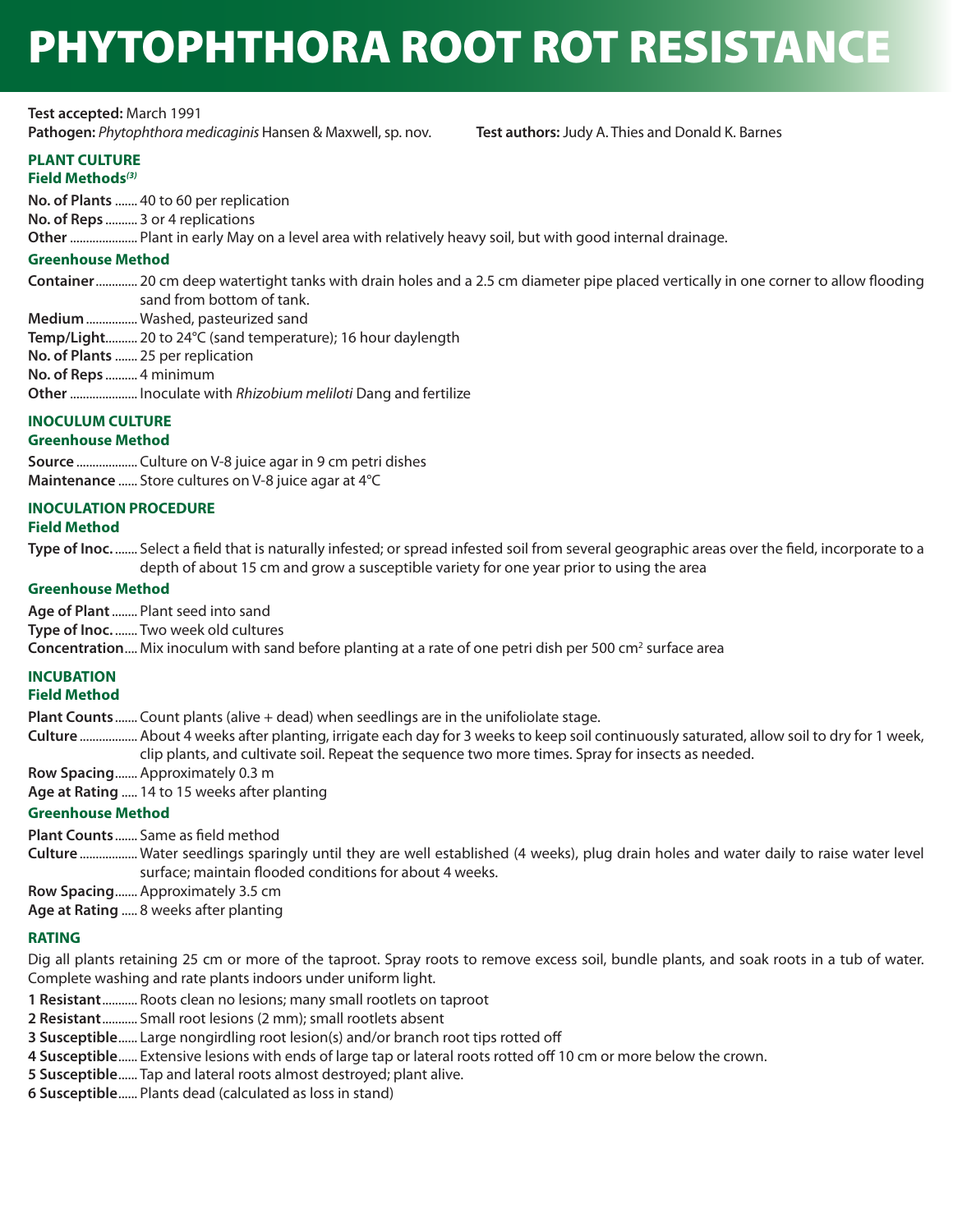# PHYTOPHTHORA ROOT ROT RESISTANCE

**Test accepted:** March 1991

**Pathogen:** *Phytophthora medicaginis* Hansen & Maxwell, sp. nov. **Test authors:** Judy A. Thies and Donald K. Barnes

## PLANT CULTURE

### Field Methods[3]

**No. of Plants** ....... 40 to 60 per replication

**No. of Reps** .......... 3 or 4 replications

**Other** ..................... Plant in early May on a level area with relatively heavy soil, but with good internal drainage.

### Greenhouse Method

**Container** ............. 20 cm deep watertight tanks with drain holes and a 2.5 cm diameter pipe placed vertically in one corner to allow flooding sand from bottom of tank.

**Medium** ................ Washed, pasteurized sand

**Temp/Light** .......... 20 to 24°C (sand temperature); 16 hour daylength

**No. of Plants** ....... 25 per replication

**No. of Reps** .......... 4 minimum

**Other** ..................... Inoculate with *Rhizobium meliloti* Dang and fertilize

## INOCULUM CULTURE

### Greenhouse Method

**Source** ................... Culture on V-8 juice agar in 9 cm petri dishes

**Maintenance** ...... Store cultures on V-8 juice agar at 4°C

## INOCULATION PROCEDURE

### Field Method

**Type of Inoc.** ....... Select a field that is naturally infested; or spread infested soil from several geographic areas over the field, incorporate to a depth of about 15 cm and grow a susceptible variety for one year prior to using the area

### Greenhouse Method

**Age of Plant** ........ Plant seed into sand

**Type of Inoc.** ....... Two week old cultures

**Concentration** .... Mix inoculum with sand before planting at a rate of one petri dish per 500 $cm^2$ surface area

## INCUBATION

### Field Method

**Plant Counts** ....... Count plants (alive + dead) when seedlings are in the unifoliolate stage.

**Culture** ................. About 4 weeks after planting, irrigate each day for 3 weeks to keep soil continuously saturated, allow soil to dry for 1 week, clip plants, and cultivate soil. Repeat the sequence two more times. Spray for insects as needed.

**Row Spacing** ....... Approximately 0.3 m

**Age at Rating** ..... 14 to 15 weeks after planting

### Greenhouse Method

**Plant Counts** ....... Same as field method

**Culture** ................. Water seedlings sparingly until they are well established (4 weeks), plug drain holes and water daily to raise water level surface; maintain flooded conditions for about 4 weeks.

**Row Spacing** ....... Approximately 3.5 cm

**Age at Rating** ..... 8 weeks after planting

## RATING

Dig all plants retaining 25 cm or more of the taproot. Spray roots to remove excess soil, bundle plants, and soak roots in a tub of water. Complete washing and rate plants indoors under uniform light.

**1 Resistant** ........... Roots clean no lesions; many small rootlets on taproot

**2 Resistant** ........... Small root lesions (2 mm); small rootlets absent

**3 Susceptible** ...... Large nongirdling root lesion(s) and/or branch root tips rotted off

**4 Susceptible** ...... Extensive lesions with ends of large tap or lateral roots rotted off 10 cm or more below the crown.

**5 Susceptible** ...... Tap and lateral roots almost destroyed; plant alive.

**6 Susceptible** ...... Plants dead (calculated as loss in stand)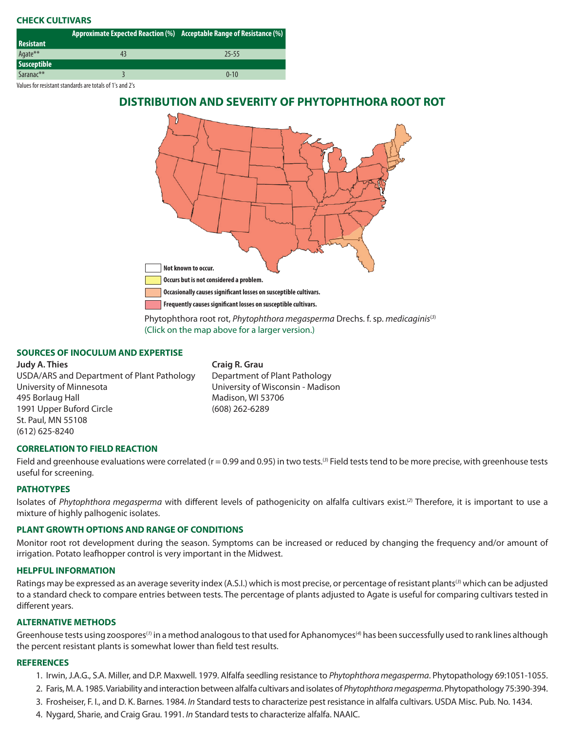## CHECK CULTIVARS

| | Approximate Expected Reaction (%) | Acceptable Range of Resistance (%) |
|---|---|---|
| **Resistant** | | |
| Agate** | 43 | 25-55 |
| **Susceptible** | | |
| Saranac** | 3 | 0-10 |

Values for resistant standards are totals of 1's and 2's

## DISTRIBUTION AND SEVERITY OF PHYTOPHTHORA ROOT ROT

Not known to occur.

Occurs but is not considered a problem.

Occasionally causes significant losses on susceptible cultivars.

Frequently causes significant losses on susceptible cultivars.

Phytophthora root rot, *Phytophthora megasperma* Drechs. f. sp. *medicaginis*[3]
(Click on the map above for a larger version.)

## SOURCES OF INOCULUM AND EXPERTISE

**Judy A. Thies**
USDA/ARS and Department of Plant Pathology
University of Minnesota
495 Borlaug Hall
1991 Upper Buford Circle
St. Paul, MN 55108
(612) 625-8240

**Craig R. Grau**
Department of Plant Pathology
University of Wisconsin - Madison
Madison, WI 53706
(608) 262-6289

## CORRELATION TO FIELD REACTION

Field and greenhouse evaluations were correlated (r = 0.99 and 0.95) in two tests.[3] Field tests tend to be more precise, with greenhouse tests useful for screening.

## PATHOTYPES

Isolates of *Phytophthora megasperma* with different levels of pathogenicity on alfalfa cultivars exist.[2] Therefore, it is important to use a mixture of highly palhogenic isolates.

## PLANT GROWTH OPTIONS AND RANGE OF CONDITIONS

Monitor root rot development during the season. Symptoms can be increased or reduced by changing the frequency and/or amount of irrigation. Potato leafhopper control is very important in the Midwest.

## HELPFUL INFORMATION

Ratings may be expressed as an average severity index (A.S.I.) which is most precise, or percentage of resistant plants[3] which can be adjusted to a standard check to compare entries between tests. The percentage of plants adjusted to Agate is useful for comparing cultivars tested in different years.

## ALTERNATIVE METHODS

Greenhouse tests using zoospores[1] in a method analogous to that used for Aphanomyces[4] has been successfully used to rank lines although the percent resistant plants is somewhat lower than field test results.

## REFERENCES

1. Irwin, J.A.G., S.A. Miller, and D.P. Maxwell. 1979. Alfalfa seedling resistance to *Phytophthora megasperma*. Phytopathology 69:1051-1055.
2. Faris, M. A. 1985. Variability and interaction between alfalfa cultivars and isolates of *Phytophthora megasperma*. Phytopathology 75:390-394.
3. Frosheiser, F. I., and D. K. Barnes. 1984. *In* Standard tests to characterize pest resistance in alfalfa cultivars. USDA Misc. Pub. No. 1434.
4. Nygard, Sharie, and Craig Grau. 1991. *In* Standard tests to characterize alfalfa. NAAIC.